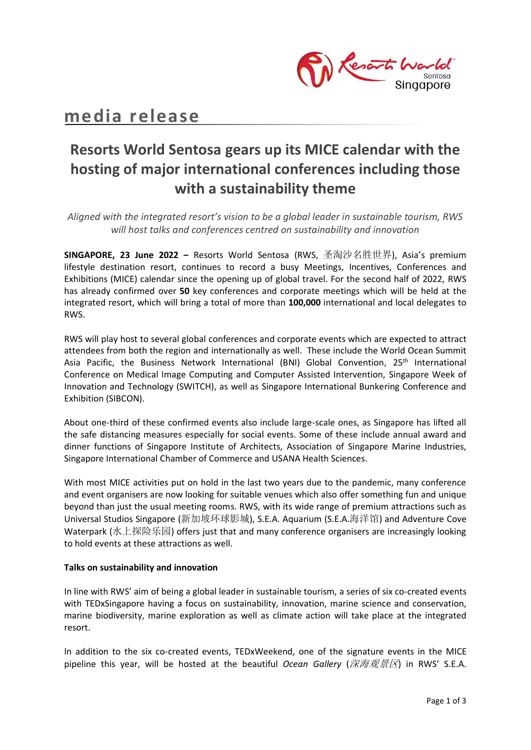**media release**

# Resorts World Sentosa gears up its MICE calendar with the hosting of major international conferences including those with a sustainability theme

*Aligned with the integrated resort's vision to be a global leader in sustainable tourism, RWS will host talks and conferences centred on sustainability and innovation*

**SINGAPORE, 23 June 2022 –** Resorts World Sentosa (RWS, 圣淘沙名胜世界), Asia's premium lifestyle destination resort, continues to record a busy Meetings, Incentives, Conferences and Exhibitions (MICE) calendar since the opening up of global travel. For the second half of 2022, RWS has already confirmed over **50** key conferences and corporate meetings which will be held at the integrated resort, which will bring a total of more than **100,000** international and local delegates to RWS.

RWS will play host to several global conferences and corporate events which are expected to attract attendees from both the region and internationally as well. These include the World Ocean Summit Asia Pacific, the Business Network International (BNI) Global Convention, 25th International Conference on Medical Image Computing and Computer Assisted Intervention, Singapore Week of Innovation and Technology (SWITCH), as well as Singapore International Bunkering Conference and Exhibition (SIBCON).

About one-third of these confirmed events also include large-scale ones, as Singapore has lifted all the safe distancing measures especially for social events. Some of these include annual award and dinner functions of Singapore Institute of Architects, Association of Singapore Marine Industries, Singapore International Chamber of Commerce and USANA Health Sciences.

With most MICE activities put on hold in the last two years due to the pandemic, many conference and event organisers are now looking for suitable venues which also offer something fun and unique beyond than just the usual meeting rooms. RWS, with its wide range of premium attractions such as Universal Studios Singapore (新加坡环球影城), S.E.A. Aquarium (S.E.A.海洋馆) and Adventure Cove Waterpark (水上探险乐园) offers just that and many conference organisers are increasingly looking to hold events at these attractions as well.

**Talks on sustainability and innovation**

In line with RWS' aim of being a global leader in sustainable tourism, a series of six co-created events with TEDxSingapore having a focus on sustainability, innovation, marine science and conservation, marine biodiversity, marine exploration as well as climate action will take place at the integrated resort.

In addition to the six co-created events, TEDxWeekend, one of the signature events in the MICE pipeline this year, will be hosted at the beautiful *Ocean Gallery* (*深海观景区*) in RWS' S.E.A.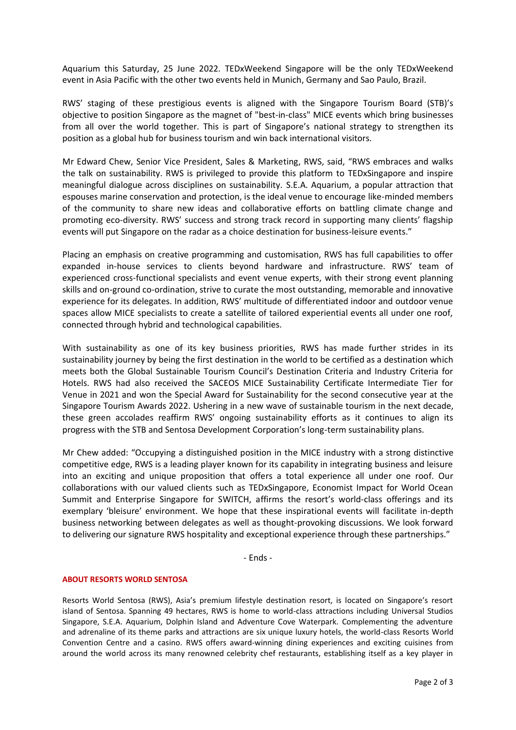Aquarium this Saturday, 25 June 2022. TEDxWeekend Singapore will be the only TEDxWeekend event in Asia Pacific with the other two events held in Munich, Germany and Sao Paulo, Brazil.

RWS' staging of these prestigious events is aligned with the Singapore Tourism Board (STB)'s objective to position Singapore as the magnet of "best-in-class" MICE events which bring businesses from all over the world together. This is part of Singapore's national strategy to strengthen its position as a global hub for business tourism and win back international visitors.

Mr Edward Chew, Senior Vice President, Sales & Marketing, RWS, said, "RWS embraces and walks the talk on sustainability. RWS is privileged to provide this platform to TEDxSingapore and inspire meaningful dialogue across disciplines on sustainability. S.E.A. Aquarium, a popular attraction that espouses marine conservation and protection, is the ideal venue to encourage like-minded members of the community to share new ideas and collaborative efforts on battling climate change and promoting eco-diversity. RWS' success and strong track record in supporting many clients' flagship events will put Singapore on the radar as a choice destination for business-leisure events."

Placing an emphasis on creative programming and customisation, RWS has full capabilities to offer expanded in-house services to clients beyond hardware and infrastructure. RWS' team of experienced cross-functional specialists and event venue experts, with their strong event planning skills and on-ground co-ordination, strive to curate the most outstanding, memorable and innovative experience for its delegates. In addition, RWS' multitude of differentiated indoor and outdoor venue spaces allow MICE specialists to create a satellite of tailored experiential events all under one roof, connected through hybrid and technological capabilities.

With sustainability as one of its key business priorities, RWS has made further strides in its sustainability journey by being the first destination in the world to be certified as a destination which meets both the Global Sustainable Tourism Council's Destination Criteria and Industry Criteria for Hotels. RWS had also received the SACEOS MICE Sustainability Certificate Intermediate Tier for Venue in 2021 and won the Special Award for Sustainability for the second consecutive year at the Singapore Tourism Awards 2022. Ushering in a new wave of sustainable tourism in the next decade, these green accolades reaffirm RWS' ongoing sustainability efforts as it continues to align its progress with the STB and Sentosa Development Corporation's long-term sustainability plans.

Mr Chew added: "Occupying a distinguished position in the MICE industry with a strong distinctive competitive edge, RWS is a leading player known for its capability in integrating business and leisure into an exciting and unique proposition that offers a total experience all under one roof. Our collaborations with our valued clients such as TEDxSingapore, Economist Impact for World Ocean Summit and Enterprise Singapore for SWITCH, affirms the resort's world-class offerings and its exemplary 'bleisure' environment. We hope that these inspirational events will facilitate in-depth business networking between delegates as well as thought-provoking discussions. We look forward to delivering our signature RWS hospitality and exceptional experience through these partnerships."

- Ends -

**ABOUT RESORTS WORLD SENTOSA**

Resorts World Sentosa (RWS), Asia's premium lifestyle destination resort, is located on Singapore's resort island of Sentosa. Spanning 49 hectares, RWS is home to world-class attractions including Universal Studios Singapore, S.E.A. Aquarium, Dolphin Island and Adventure Cove Waterpark. Complementing the adventure and adrenaline of its theme parks and attractions are six unique luxury hotels, the world-class Resorts World Convention Centre and a casino. RWS offers award-winning dining experiences and exciting cuisines from around the world across its many renowned celebrity chef restaurants, establishing itself as a key player in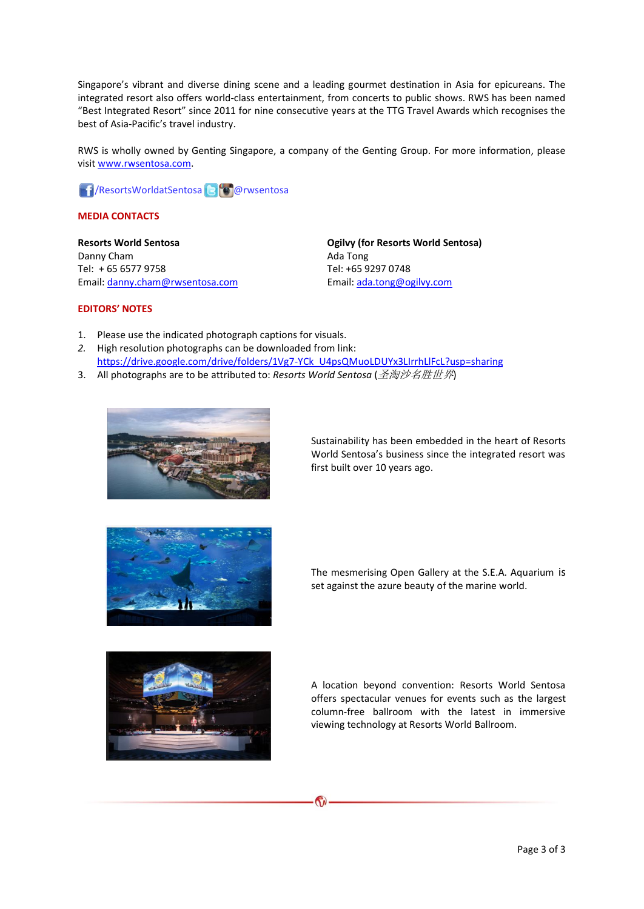Singapore's vibrant and diverse dining scene and a leading gourmet destination in Asia for epicureans. The integrated resort also offers world-class entertainment, from concerts to public shows. RWS has been named "Best Integrated Resort" since 2011 for nine consecutive years at the TTG Travel Awards which recognises the best of Asia-Pacific's travel industry.

RWS is wholly owned by Genting Singapore, a company of the Genting Group. For more information, please visit www.rwsentosa.com.

/ResortsWorldatSentosa @rwsentosa

**MEDIA CONTACTS**

**Resorts World Sentosa**
Danny Cham
Tel: + 65 6577 9758
Email: danny.cham@rwsentosa.com

**Ogilvy (for Resorts World Sentosa)**
Ada Tong
Tel: +65 9297 0748
Email: ada.tong@ogilvy.com

**EDITORS' NOTES**

1. Please use the indicated photograph captions for visuals.
2. High resolution photographs can be downloaded from link: https://drive.google.com/drive/folders/1Vg7-YCk_U4psQMuoLDUYx3LIrrhLlFcL?usp=sharing
3. All photographs are to be attributed to: *Resorts World Sentosa* (*圣淘沙名胜世界*)

Sustainability has been embedded in the heart of Resorts World Sentosa's business since the integrated resort was first built over 10 years ago.

The mesmerising Open Gallery at the S.E.A. Aquarium is set against the azure beauty of the marine world.

A location beyond convention: Resorts World Sentosa offers spectacular venues for events such as the largest column-free ballroom with the latest in immersive viewing technology at Resorts World Ballroom.